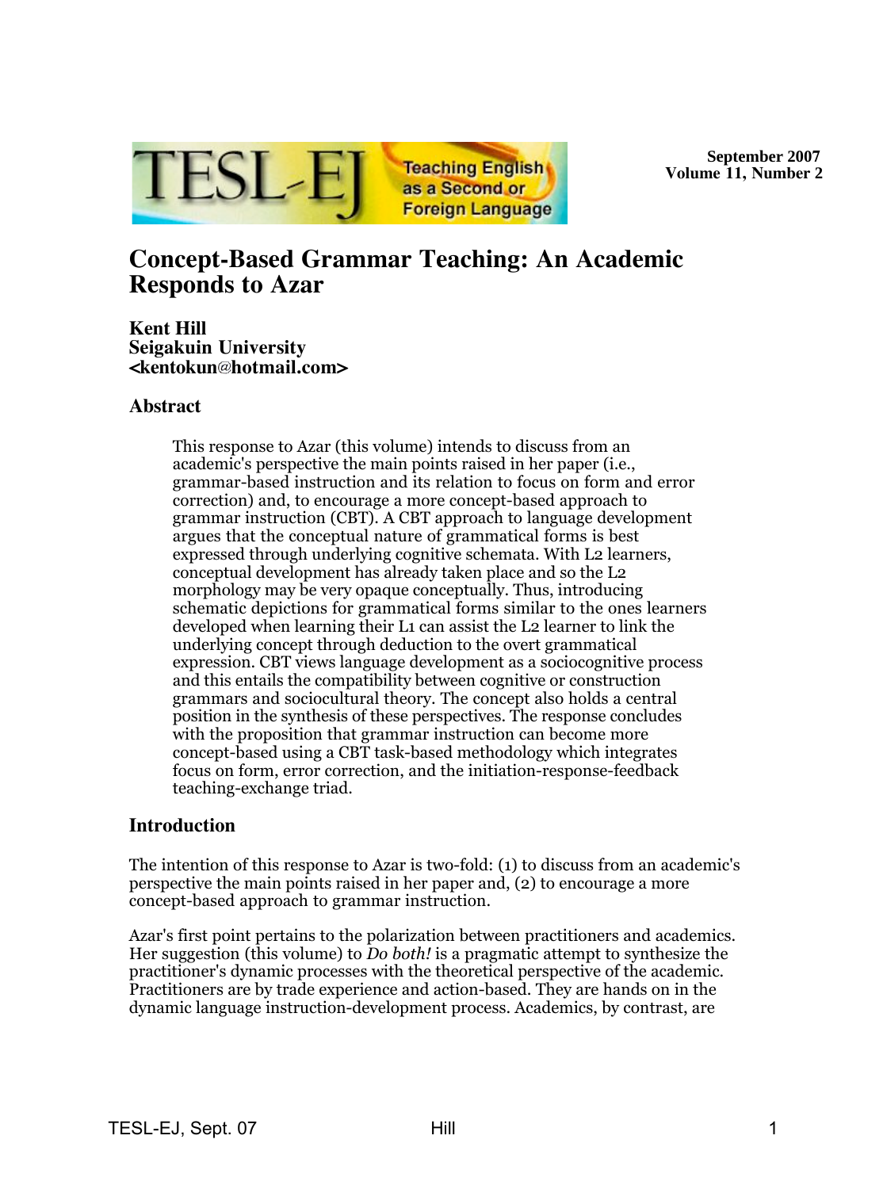# Concept-Based Grammar Teaching: An Academic Responds to Azar

**Kent Hill**
**Seigakuin University**
**<kentokun@hotmail.com>**

## Abstract

> This response to Azar (this volume) intends to discuss from an academic's perspective the main points raised in her paper (i.e., grammar-based instruction and its relation to focus on form and error correction) and, to encourage a more concept-based approach to grammar instruction (CBT). A CBT approach to language development argues that the conceptual nature of grammatical forms is best expressed through underlying cognitive schemata. With L2 learners, conceptual development has already taken place and so the L2 morphology may be very opaque conceptually. Thus, introducing schematic depictions for grammatical forms similar to the ones learners developed when learning their L1 can assist the L2 learner to link the underlying concept through deduction to the overt grammatical expression. CBT views language development as a sociocognitive process and this entails the compatibility between cognitive or construction grammars and sociocultural theory. The concept also holds a central position in the synthesis of these perspectives. The response concludes with the proposition that grammar instruction can become more concept-based using a CBT task-based methodology which integrates focus on form, error correction, and the initiation-response-feedback teaching-exchange triad.

## Introduction

The intention of this response to Azar is two-fold: (1) to discuss from an academic's perspective the main points raised in her paper and, (2) to encourage a more concept-based approach to grammar instruction.

Azar's first point pertains to the polarization between practitioners and academics. Her suggestion (this volume) to *Do both!* is a pragmatic attempt to synthesize the practitioner's dynamic processes with the theoretical perspective of the academic. Practitioners are by trade experience and action-based. They are hands on in the dynamic language instruction-development process. Academics, by contrast, are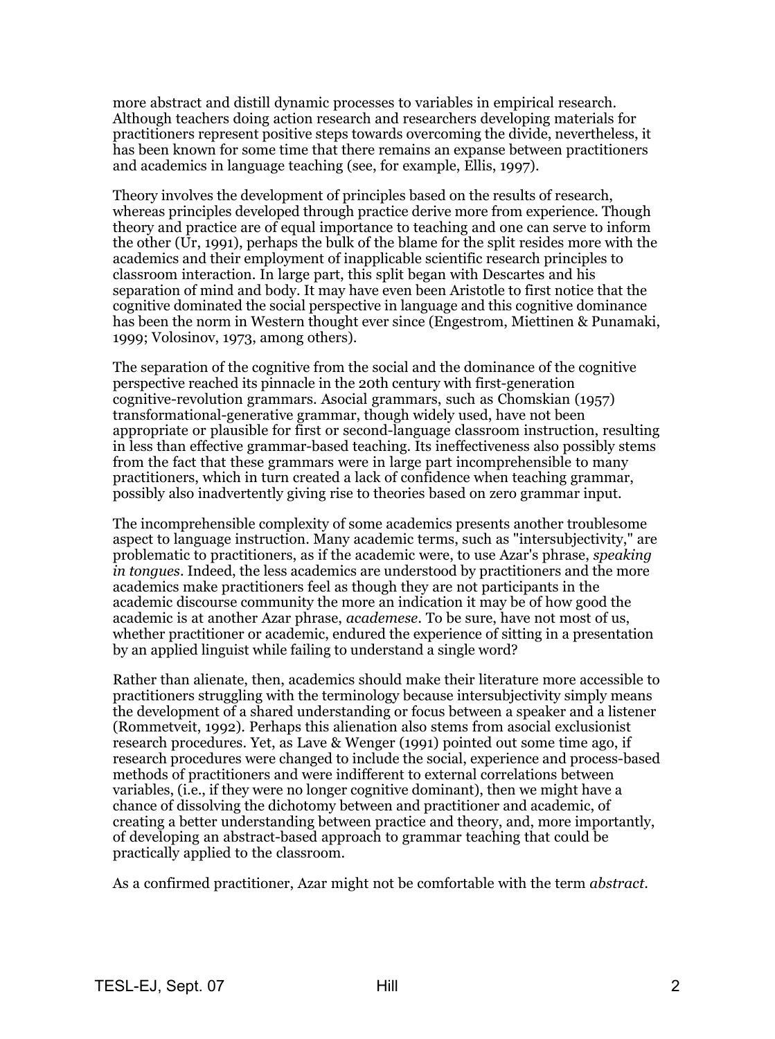more abstract and distill dynamic processes to variables in empirical research. Although teachers doing action research and researchers developing materials for practitioners represent positive steps towards overcoming the divide, nevertheless, it has been known for some time that there remains an expanse between practitioners and academics in language teaching (see, for example, Ellis, 1997).

Theory involves the development of principles based on the results of research, whereas principles developed through practice derive more from experience. Though theory and practice are of equal importance to teaching and one can serve to inform the other (Ur, 1991), perhaps the bulk of the blame for the split resides more with the academics and their employment of inapplicable scientific research principles to classroom interaction. In large part, this split began with Descartes and his separation of mind and body. It may have even been Aristotle to first notice that the cognitive dominated the social perspective in language and this cognitive dominance has been the norm in Western thought ever since (Engestrom, Miettinen & Punamaki, 1999; Volosinov, 1973, among others).

The separation of the cognitive from the social and the dominance of the cognitive perspective reached its pinnacle in the 20th century with first-generation cognitive-revolution grammars. Asocial grammars, such as Chomskian (1957) transformational-generative grammar, though widely used, have not been appropriate or plausible for first or second-language classroom instruction, resulting in less than effective grammar-based teaching. Its ineffectiveness also possibly stems from the fact that these grammars were in large part incomprehensible to many practitioners, which in turn created a lack of confidence when teaching grammar, possibly also inadvertently giving rise to theories based on zero grammar input.

The incomprehensible complexity of some academics presents another troublesome aspect to language instruction. Many academic terms, such as "intersubjectivity," are problematic to practitioners, as if the academic were, to use Azar's phrase, *speaking in tongues*. Indeed, the less academics are understood by practitioners and the more academics make practitioners feel as though they are not participants in the academic discourse community the more an indication it may be of how good the academic is at another Azar phrase, *academese*. To be sure, have not most of us, whether practitioner or academic, endured the experience of sitting in a presentation by an applied linguist while failing to understand a single word?

Rather than alienate, then, academics should make their literature more accessible to practitioners struggling with the terminology because intersubjectivity simply means the development of a shared understanding or focus between a speaker and a listener (Rommetveit, 1992). Perhaps this alienation also stems from asocial exclusionist research procedures. Yet, as Lave & Wenger (1991) pointed out some time ago, if research procedures were changed to include the social, experience and process-based methods of practitioners and were indifferent to external correlations between variables, (i.e., if they were no longer cognitive dominant), then we might have a chance of dissolving the dichotomy between and practitioner and academic, of creating a better understanding between practice and theory, and, more importantly, of developing an abstract-based approach to grammar teaching that could be practically applied to the classroom.

As a confirmed practitioner, Azar might not be comfortable with the term *abstract*.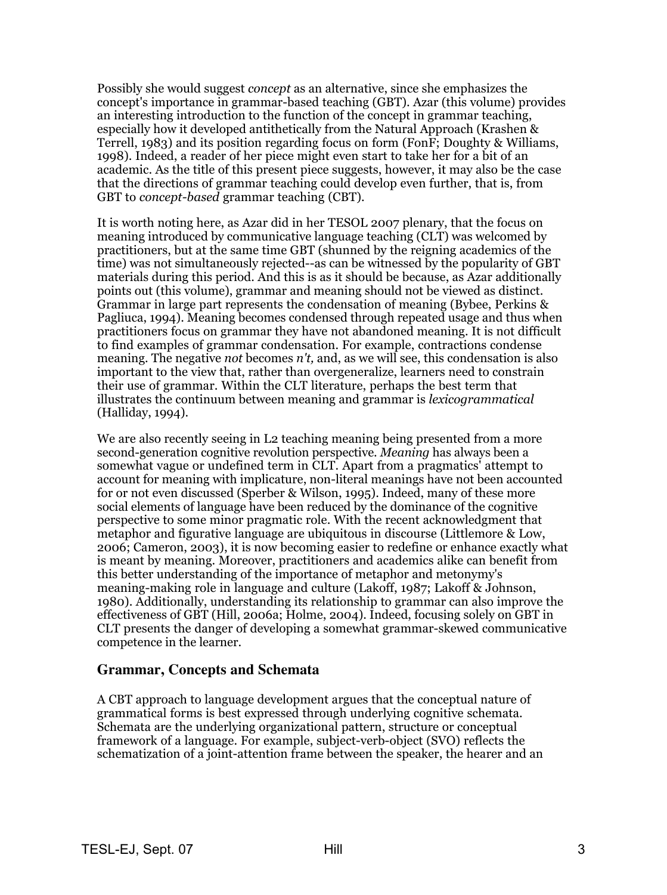Possibly she would suggest *concept* as an alternative, since she emphasizes the concept's importance in grammar-based teaching (GBT). Azar (this volume) provides an interesting introduction to the function of the concept in grammar teaching, especially how it developed antithetically from the Natural Approach (Krashen & Terrell, 1983) and its position regarding focus on form (FonF; Doughty & Williams, 1998). Indeed, a reader of her piece might even start to take her for a bit of an academic. As the title of this present piece suggests, however, it may also be the case that the directions of grammar teaching could develop even further, that is, from GBT to *concept-based* grammar teaching (CBT).

It is worth noting here, as Azar did in her TESOL 2007 plenary, that the focus on meaning introduced by communicative language teaching (CLT) was welcomed by practitioners, but at the same time GBT (shunned by the reigning academics of the time) was not simultaneously rejected--as can be witnessed by the popularity of GBT materials during this period. And this is as it should be because, as Azar additionally points out (this volume), grammar and meaning should not be viewed as distinct. Grammar in large part represents the condensation of meaning (Bybee, Perkins & Pagliuca, 1994). Meaning becomes condensed through repeated usage and thus when practitioners focus on grammar they have not abandoned meaning. It is not difficult to find examples of grammar condensation. For example, contractions condense meaning. The negative *not* becomes *n't,* and, as we will see, this condensation is also important to the view that, rather than overgeneralize, learners need to constrain their use of grammar. Within the CLT literature, perhaps the best term that illustrates the continuum between meaning and grammar is *lexicogrammatical* (Halliday, 1994).

We are also recently seeing in L2 teaching meaning being presented from a more second-generation cognitive revolution perspective. *Meaning* has always been a somewhat vague or undefined term in CLT. Apart from a pragmatics' attempt to account for meaning with implicature, non-literal meanings have not been accounted for or not even discussed (Sperber & Wilson, 1995). Indeed, many of these more social elements of language have been reduced by the dominance of the cognitive perspective to some minor pragmatic role. With the recent acknowledgment that metaphor and figurative language are ubiquitous in discourse (Littlemore & Low, 2006; Cameron, 2003), it is now becoming easier to redefine or enhance exactly what is meant by meaning. Moreover, practitioners and academics alike can benefit from this better understanding of the importance of metaphor and metonymy's meaning-making role in language and culture (Lakoff, 1987; Lakoff & Johnson, 1980). Additionally, understanding its relationship to grammar can also improve the effectiveness of GBT (Hill, 2006a; Holme, 2004). Indeed, focusing solely on GBT in CLT presents the danger of developing a somewhat grammar-skewed communicative competence in the learner.

## Grammar, Concepts and Schemata

A CBT approach to language development argues that the conceptual nature of grammatical forms is best expressed through underlying cognitive schemata. Schemata are the underlying organizational pattern, structure or conceptual framework of a language. For example, subject-verb-object (SVO) reflects the schematization of a joint-attention frame between the speaker, the hearer and an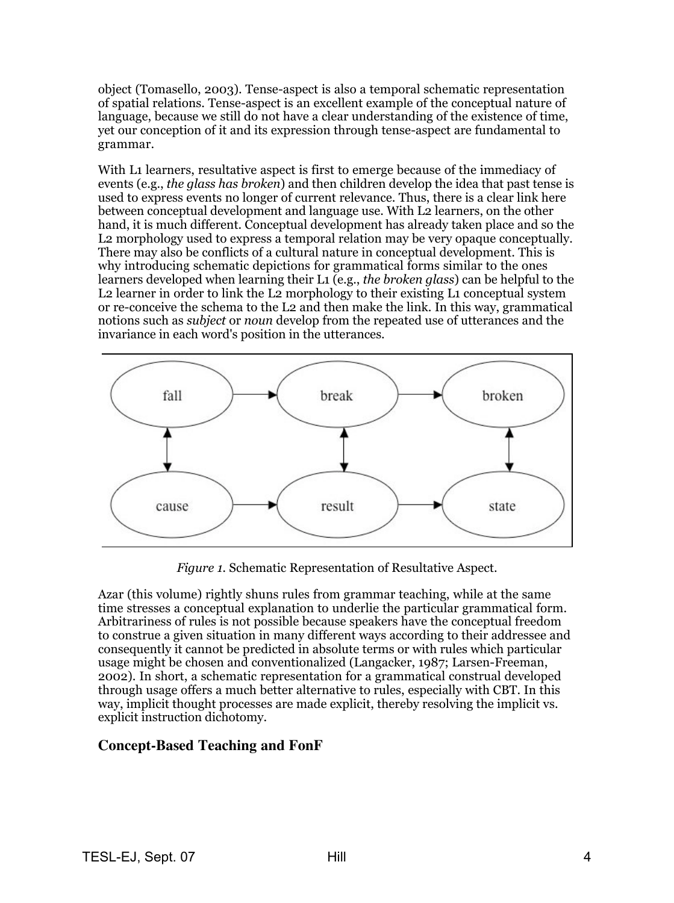object (Tomasello, 2003). Tense-aspect is also a temporal schematic representation of spatial relations. Tense-aspect is an excellent example of the conceptual nature of language, because we still do not have a clear understanding of the existence of time, yet our conception of it and its expression through tense-aspect are fundamental to grammar.

With L1 learners, resultative aspect is first to emerge because of the immediacy of events (e.g., *the glass has broken*) and then children develop the idea that past tense is used to express events no longer of current relevance. Thus, there is a clear link here between conceptual development and language use. With L2 learners, on the other hand, it is much different. Conceptual development has already taken place and so the L2 morphology used to express a temporal relation may be very opaque conceptually. There may also be conflicts of a cultural nature in conceptual development. This is why introducing schematic depictions for grammatical forms similar to the ones learners developed when learning their L1 (e.g., *the broken glass*) can be helpful to the L2 learner in order to link the L2 morphology to their existing L1 conceptual system or re-conceive the schema to the L2 and then make the link. In this way, grammatical notions such as *subject* or *noun* develop from the repeated use of utterances and the invariance in each word's position in the utterances.

fall → break → broken

cause → result → state

*Figure 1*. Schematic Representation of Resultative Aspect.

Azar (this volume) rightly shuns rules from grammar teaching, while at the same time stresses a conceptual explanation to underlie the particular grammatical form. Arbitrariness of rules is not possible because speakers have the conceptual freedom to construe a given situation in many different ways according to their addressee and consequently it cannot be predicted in absolute terms or with rules which particular usage might be chosen and conventionalized (Langacker, 1987; Larsen-Freeman, 2002). In short, a schematic representation for a grammatical construal developed through usage offers a much better alternative to rules, especially with CBT. In this way, implicit thought processes are made explicit, thereby resolving the implicit vs. explicit instruction dichotomy.

## Concept-Based Teaching and FonF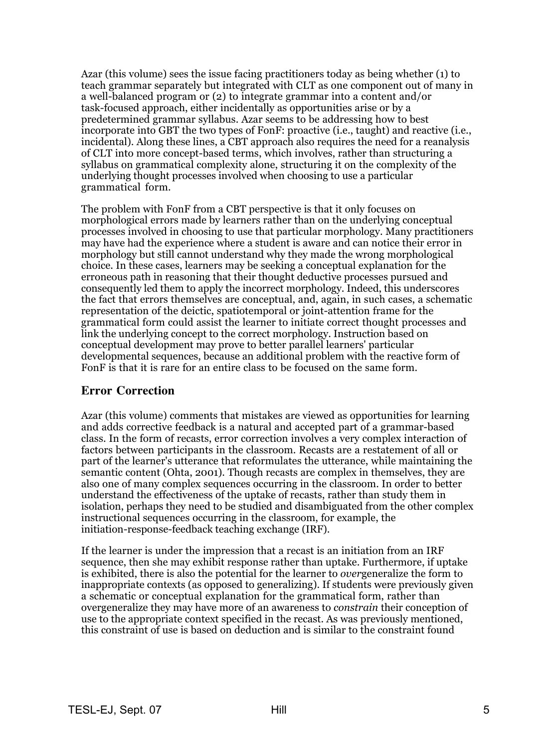Azar (this volume) sees the issue facing practitioners today as being whether (1) to teach grammar separately but integrated with CLT as one component out of many in a well-balanced program or (2) to integrate grammar into a content and/or task-focused approach, either incidentally as opportunities arise or by a predetermined grammar syllabus. Azar seems to be addressing how to best incorporate into GBT the two types of FonF: proactive (i.e., taught) and reactive (i.e., incidental). Along these lines, a CBT approach also requires the need for a reanalysis of CLT into more concept-based terms, which involves, rather than structuring a syllabus on grammatical complexity alone, structuring it on the complexity of the underlying thought processes involved when choosing to use a particular grammatical form.

The problem with FonF from a CBT perspective is that it only focuses on morphological errors made by learners rather than on the underlying conceptual processes involved in choosing to use that particular morphology. Many practitioners may have had the experience where a student is aware and can notice their error in morphology but still cannot understand why they made the wrong morphological choice. In these cases, learners may be seeking a conceptual explanation for the erroneous path in reasoning that their thought deductive processes pursued and consequently led them to apply the incorrect morphology. Indeed, this underscores the fact that errors themselves are conceptual, and, again, in such cases, a schematic representation of the deictic, spatiotemporal or joint-attention frame for the grammatical form could assist the learner to initiate correct thought processes and link the underlying concept to the correct morphology. Instruction based on conceptual development may prove to better parallel learners' particular developmental sequences, because an additional problem with the reactive form of FonF is that it is rare for an entire class to be focused on the same form.

## Error Correction

Azar (this volume) comments that mistakes are viewed as opportunities for learning and adds corrective feedback is a natural and accepted part of a grammar-based class. In the form of recasts, error correction involves a very complex interaction of factors between participants in the classroom. Recasts are a restatement of all or part of the learner's utterance that reformulates the utterance, while maintaining the semantic content (Ohta, 2001). Though recasts are complex in themselves, they are also one of many complex sequences occurring in the classroom. In order to better understand the effectiveness of the uptake of recasts, rather than study them in isolation, perhaps they need to be studied and disambiguated from the other complex instructional sequences occurring in the classroom, for example, the initiation-response-feedback teaching exchange (IRF).

If the learner is under the impression that a recast is an initiation from an IRF sequence, then she may exhibit response rather than uptake. Furthermore, if uptake is exhibited, there is also the potential for the learner to *over*generalize the form to inappropriate contexts (as opposed to generalizing). If students were previously given a schematic or conceptual explanation for the grammatical form, rather than overgeneralize they may have more of an awareness to *constrain* their conception of use to the appropriate context specified in the recast. As was previously mentioned, this constraint of use is based on deduction and is similar to the constraint found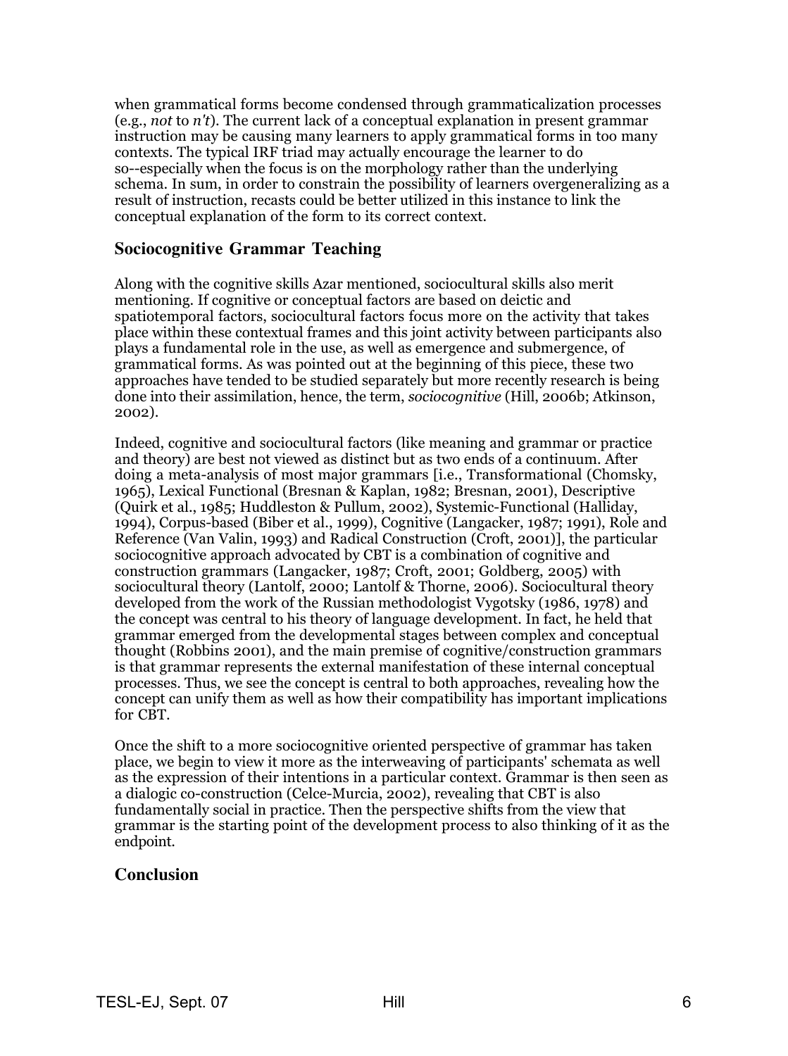when grammatical forms become condensed through grammaticalization processes (e.g., *not* to *n't*). The current lack of a conceptual explanation in present grammar instruction may be causing many learners to apply grammatical forms in too many contexts. The typical IRF triad may actually encourage the learner to do so--especially when the focus is on the morphology rather than the underlying schema. In sum, in order to constrain the possibility of learners overgeneralizing as a result of instruction, recasts could be better utilized in this instance to link the conceptual explanation of the form to its correct context.

## Sociocognitive Grammar Teaching

Along with the cognitive skills Azar mentioned, sociocultural skills also merit mentioning. If cognitive or conceptual factors are based on deictic and spatiotemporal factors, sociocultural factors focus more on the activity that takes place within these contextual frames and this joint activity between participants also plays a fundamental role in the use, as well as emergence and submergence, of grammatical forms. As was pointed out at the beginning of this piece, these two approaches have tended to be studied separately but more recently research is being done into their assimilation, hence, the term, *sociocognitive* (Hill, 2006b; Atkinson, 2002).

Indeed, cognitive and sociocultural factors (like meaning and grammar or practice and theory) are best not viewed as distinct but as two ends of a continuum. After doing a meta-analysis of most major grammars [i.e., Transformational (Chomsky, 1965), Lexical Functional (Bresnan & Kaplan, 1982; Bresnan, 2001), Descriptive (Quirk et al., 1985; Huddleston & Pullum, 2002), Systemic-Functional (Halliday, 1994), Corpus-based (Biber et al., 1999), Cognitive (Langacker, 1987; 1991), Role and Reference (Van Valin, 1993) and Radical Construction (Croft, 2001)], the particular sociocognitive approach advocated by CBT is a combination of cognitive and construction grammars (Langacker, 1987; Croft, 2001; Goldberg, 2005) with sociocultural theory (Lantolf, 2000; Lantolf & Thorne, 2006). Sociocultural theory developed from the work of the Russian methodologist Vygotsky (1986, 1978) and the concept was central to his theory of language development. In fact, he held that grammar emerged from the developmental stages between complex and conceptual thought (Robbins 2001), and the main premise of cognitive/construction grammars is that grammar represents the external manifestation of these internal conceptual processes. Thus, we see the concept is central to both approaches, revealing how the concept can unify them as well as how their compatibility has important implications for CBT.

Once the shift to a more sociocognitive oriented perspective of grammar has taken place, we begin to view it more as the interweaving of participants' schemata as well as the expression of their intentions in a particular context. Grammar is then seen as a dialogic co-construction (Celce-Murcia, 2002), revealing that CBT is also fundamentally social in practice. Then the perspective shifts from the view that grammar is the starting point of the development process to also thinking of it as the endpoint.

## Conclusion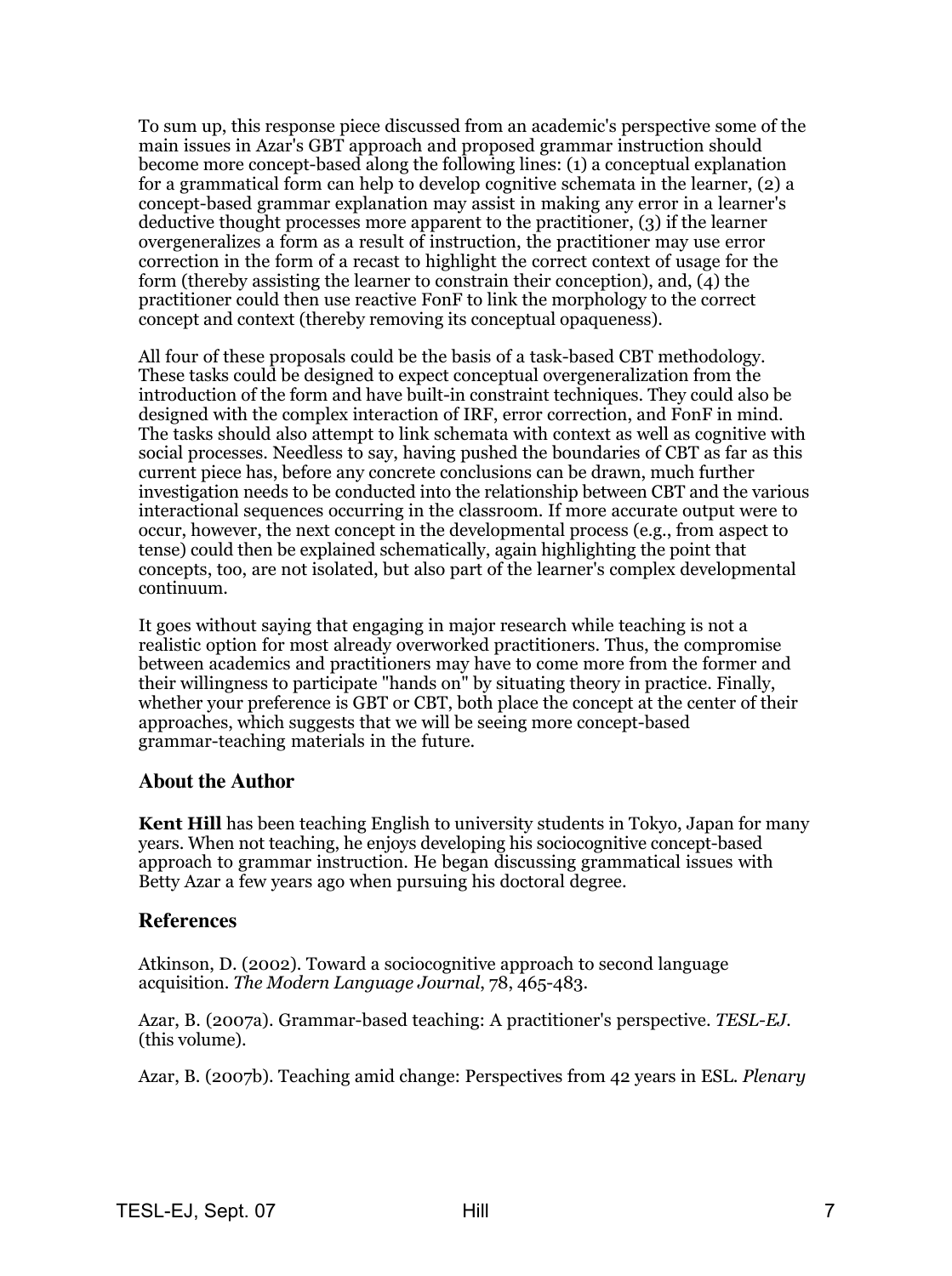To sum up, this response piece discussed from an academic's perspective some of the main issues in Azar's GBT approach and proposed grammar instruction should become more concept-based along the following lines: (1) a conceptual explanation for a grammatical form can help to develop cognitive schemata in the learner, (2) a concept-based grammar explanation may assist in making any error in a learner's deductive thought processes more apparent to the practitioner, (3) if the learner overgeneralizes a form as a result of instruction, the practitioner may use error correction in the form of a recast to highlight the correct context of usage for the form (thereby assisting the learner to constrain their conception), and, (4) the practitioner could then use reactive FonF to link the morphology to the correct concept and context (thereby removing its conceptual opaqueness).

All four of these proposals could be the basis of a task-based CBT methodology. These tasks could be designed to expect conceptual overgeneralization from the introduction of the form and have built-in constraint techniques. They could also be designed with the complex interaction of IRF, error correction, and FonF in mind. The tasks should also attempt to link schemata with context as well as cognitive with social processes. Needless to say, having pushed the boundaries of CBT as far as this current piece has, before any concrete conclusions can be drawn, much further investigation needs to be conducted into the relationship between CBT and the various interactional sequences occurring in the classroom. If more accurate output were to occur, however, the next concept in the developmental process (e.g., from aspect to tense) could then be explained schematically, again highlighting the point that concepts, too, are not isolated, but also part of the learner's complex developmental continuum.

It goes without saying that engaging in major research while teaching is not a realistic option for most already overworked practitioners. Thus, the compromise between academics and practitioners may have to come more from the former and their willingness to participate "hands on" by situating theory in practice. Finally, whether your preference is GBT or CBT, both place the concept at the center of their approaches, which suggests that we will be seeing more concept-based grammar-teaching materials in the future.

### About the Author

**Kent Hill** has been teaching English to university students in Tokyo, Japan for many years. When not teaching, he enjoys developing his sociocognitive concept-based approach to grammar instruction. He began discussing grammatical issues with Betty Azar a few years ago when pursuing his doctoral degree.

### References

Atkinson, D. (2002). Toward a sociocognitive approach to second language acquisition. *The Modern Language Journal*, 78, 465-483.

Azar, B. (2007a). Grammar-based teaching: A practitioner's perspective. *TESL-EJ*. (this volume).

Azar, B. (2007b). Teaching amid change: Perspectives from 42 years in ESL. *Plenary*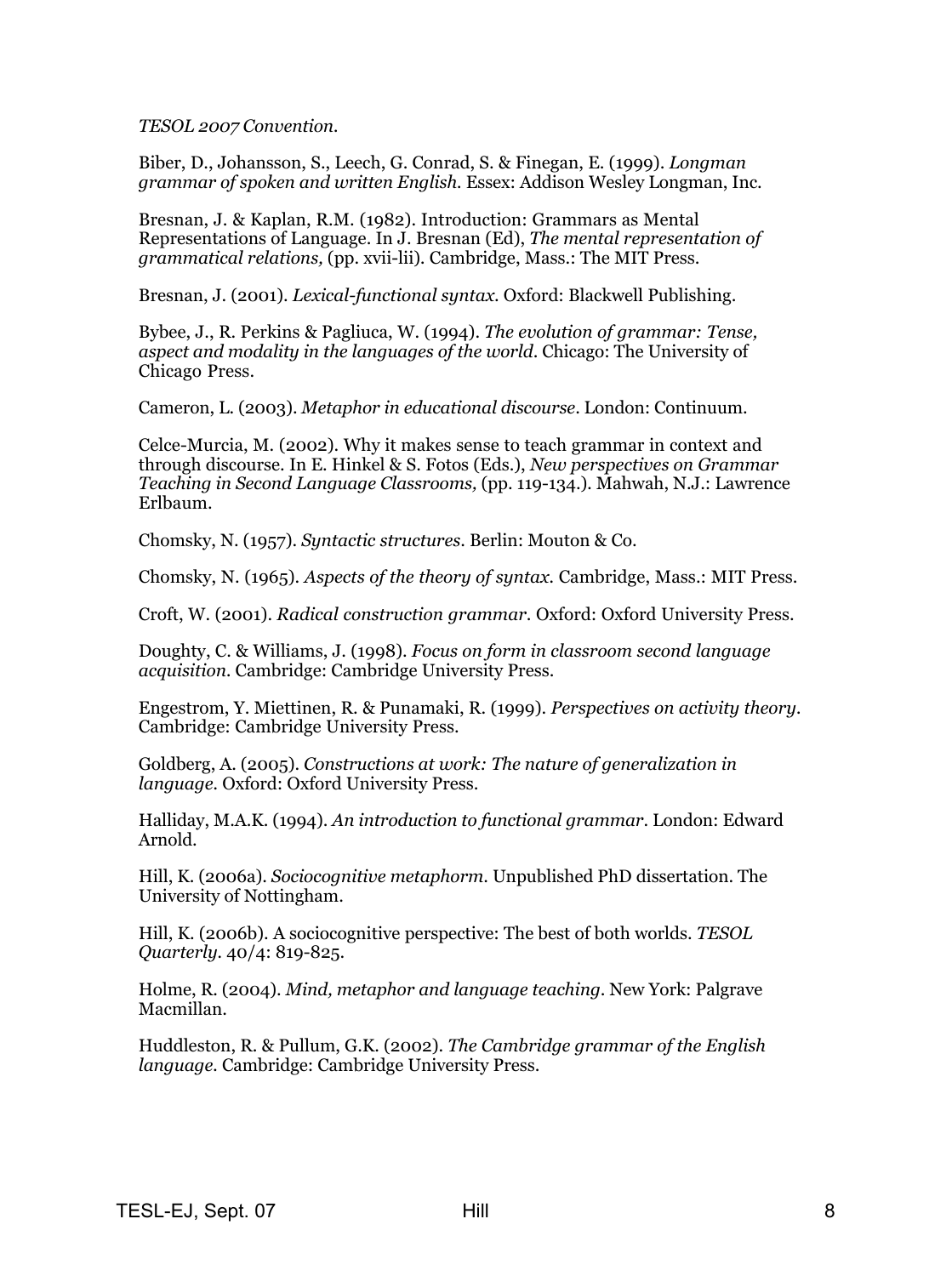*TESOL 2007 Convention.*

Biber, D., Johansson, S., Leech, G. Conrad, S. & Finegan, E. (1999). *Longman grammar of spoken and written English.* Essex: Addison Wesley Longman, Inc.

Bresnan, J. & Kaplan, R.M. (1982). Introduction: Grammars as Mental Representations of Language. In J. Bresnan (Ed), *The mental representation of grammatical relations,* (pp. xvii-lii). Cambridge, Mass.: The MIT Press.

Bresnan, J. (2001). *Lexical-functional syntax.* Oxford: Blackwell Publishing.

Bybee, J., R. Perkins & Pagliuca, W. (1994). *The evolution of grammar: Tense, aspect and modality in the languages of the world.* Chicago: The University of Chicago Press.

Cameron, L. (2003). *Metaphor in educational discourse.* London: Continuum.

Celce-Murcia, M. (2002). Why it makes sense to teach grammar in context and through discourse. In E. Hinkel & S. Fotos (Eds.), *New perspectives on Grammar Teaching in Second Language Classrooms,* (pp. 119-134.). Mahwah, N.J.: Lawrence Erlbaum.

Chomsky, N. (1957). *Syntactic structures.* Berlin: Mouton & Co.

Chomsky, N. (1965). *Aspects of the theory of syntax.* Cambridge, Mass.: MIT Press.

Croft, W. (2001). *Radical construction grammar.* Oxford: Oxford University Press.

Doughty, C. & Williams, J. (1998). *Focus on form in classroom second language acquisition.* Cambridge: Cambridge University Press.

Engestrom, Y. Miettinen, R. & Punamaki, R. (1999). *Perspectives on activity theory.* Cambridge: Cambridge University Press.

Goldberg, A. (2005). *Constructions at work: The nature of generalization in language.* Oxford: Oxford University Press.

Halliday, M.A.K. (1994). *An introduction to functional grammar.* London: Edward Arnold.

Hill, K. (2006a). *Sociocognitive metaphorm.* Unpublished PhD dissertation. The University of Nottingham.

Hill, K. (2006b). A sociocognitive perspective: The best of both worlds. *TESOL Quarterly.* 40/4: 819-825.

Holme, R. (2004). *Mind, metaphor and language teaching.* New York: Palgrave Macmillan.

Huddleston, R. & Pullum, G.K. (2002). *The Cambridge grammar of the English language.* Cambridge: Cambridge University Press.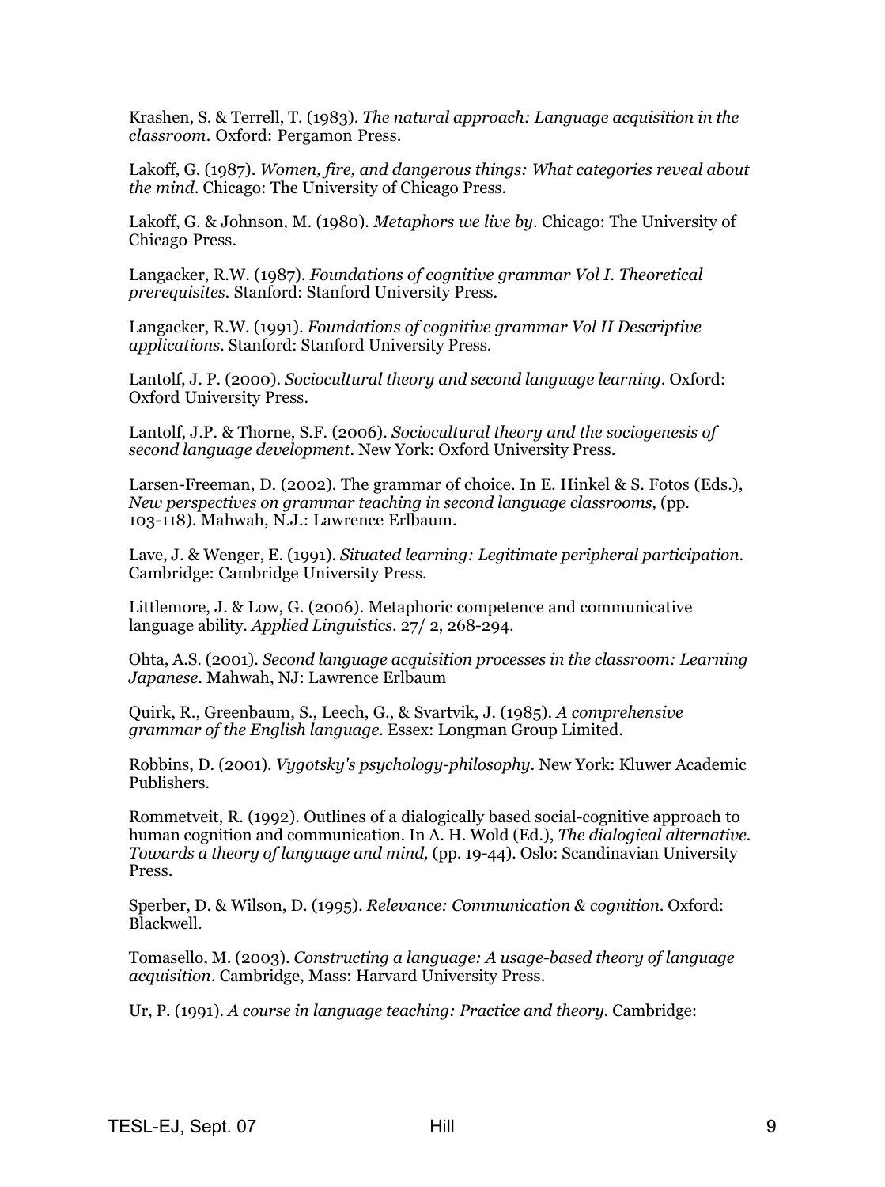Krashen, S. & Terrell, T. (1983). *The natural approach: Language acquisition in the classroom*. Oxford: Pergamon Press.

Lakoff, G. (1987). *Women, fire, and dangerous things: What categories reveal about the mind*. Chicago: The University of Chicago Press.

Lakoff, G. & Johnson, M. (1980). *Metaphors we live by*. Chicago: The University of Chicago Press.

Langacker, R.W. (1987). *Foundations of cognitive grammar Vol I. Theoretical prerequisites*. Stanford: Stanford University Press.

Langacker, R.W. (1991). *Foundations of cognitive grammar Vol II Descriptive applications*. Stanford: Stanford University Press.

Lantolf, J. P. (2000). *Sociocultural theory and second language learning*. Oxford: Oxford University Press.

Lantolf, J.P. & Thorne, S.F. (2006). *Sociocultural theory and the sociogenesis of second language development*. New York: Oxford University Press.

Larsen-Freeman, D. (2002). The grammar of choice. In E. Hinkel & S. Fotos (Eds.), *New perspectives on grammar teaching in second language classrooms*, (pp. 103-118). Mahwah, N.J.: Lawrence Erlbaum.

Lave, J. & Wenger, E. (1991). *Situated learning: Legitimate peripheral participation*. Cambridge: Cambridge University Press.

Littlemore, J. & Low, G. (2006). Metaphoric competence and communicative language ability. *Applied Linguistics*. 27/ 2, 268-294.

Ohta, A.S. (2001). *Second language acquisition processes in the classroom: Learning Japanese*. Mahwah, NJ: Lawrence Erlbaum

Quirk, R., Greenbaum, S., Leech, G., & Svartvik, J. (1985). *A comprehensive grammar of the English language*. Essex: Longman Group Limited.

Robbins, D. (2001). *Vygotsky's psychology-philosophy*. New York: Kluwer Academic Publishers.

Rommetveit, R. (1992). Outlines of a dialogically based social-cognitive approach to human cognition and communication. In A. H. Wold (Ed.), *The dialogical alternative. Towards a theory of language and mind*, (pp. 19-44). Oslo: Scandinavian University Press.

Sperber, D. & Wilson, D. (1995). *Relevance: Communication & cognition*. Oxford: Blackwell.

Tomasello, M. (2003). *Constructing a language: A usage-based theory of language acquisition*. Cambridge, Mass: Harvard University Press.

Ur, P. (1991). *A course in language teaching: Practice and theory*. Cambridge: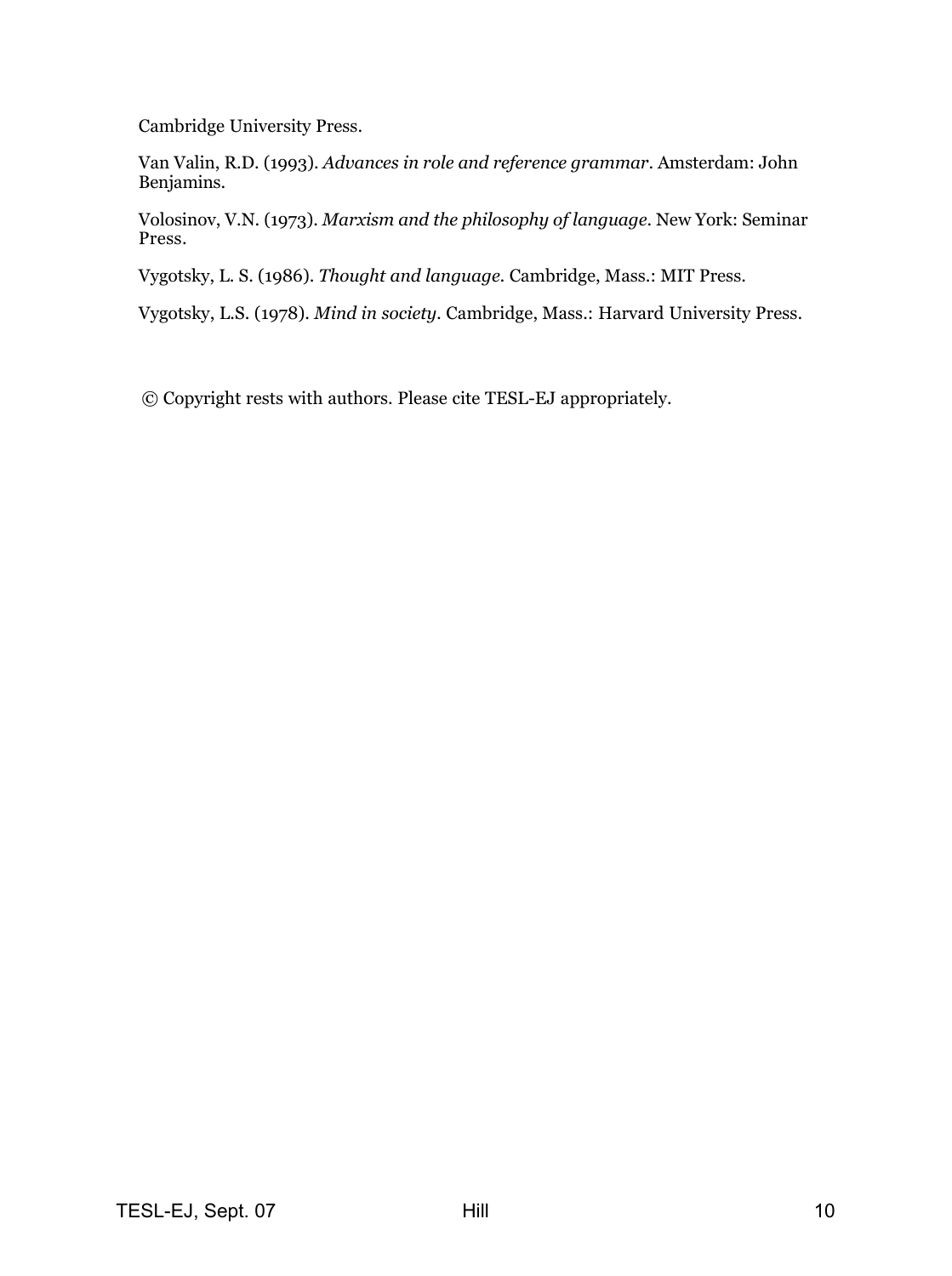Cambridge University Press.

Van Valin, R.D. (1993). *Advances in role and reference grammar*. Amsterdam: John Benjamins.

Volosinov, V.N. (1973). *Marxism and the philosophy of language*. New York: Seminar Press.

Vygotsky, L. S. (1986). *Thought and language*. Cambridge, Mass.: MIT Press.

Vygotsky, L.S. (1978). *Mind in society*. Cambridge, Mass.: Harvard University Press.

© Copyright rests with authors. Please cite TESL-EJ appropriately.